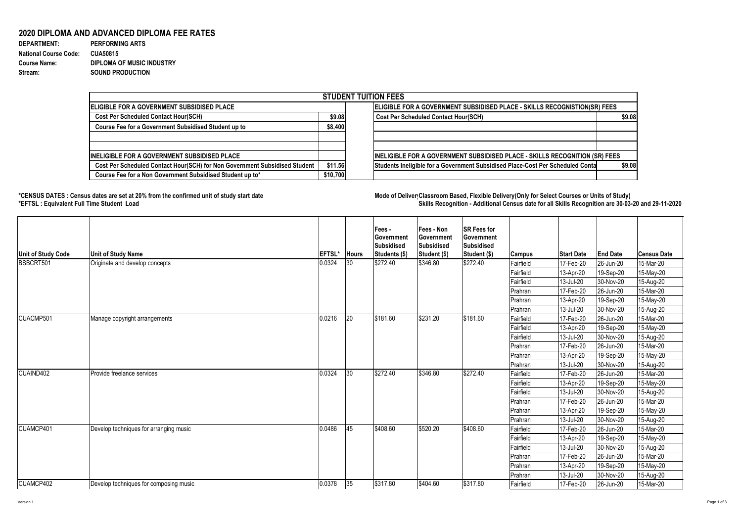# 2020 DIPLOMA AND ADVANCED DIPLOMA FEE RATES

**DEPARTMENT:** PERFORMING ARTS
**National Course Code:** CUA50815
**Course Name:** DIPLOMA OF MUSIC INDUSTRY
**Stream:** SOUND PRODUCTION

| STUDENT TUITION FEES | | | |
|---|---|---|---|
| **ELIGIBLE FOR A GOVERNMENT SUBSIDISED PLACE** | | **ELIGIBLE FOR A GOVERNMENT SUBSIDISED PLACE - SKILLS RECOGNISTION(SR) FEES** | |
| Cost Per Scheduled Contact Hour(SCH) | $9.08 | Cost Per Scheduled Contact Hour(SCH) | $9.08 |
| Course Fee for a Government Subsidised Student up to | $8,400 | | |
| | | | |
| | | | |
| **INELIGIBLE FOR A GOVERNMENT SUBSIDISED PLACE** | | **INELIGIBLE FOR A GOVERNMENT SUBSIDISED PLACE - SKILLS RECOGNITION (SR) FEES** | |
| Cost Per Scheduled Contact Hour(SCH) for Non Government Subsidised Student | $11.56 | Students Ineligible for a Government Subsidised Place-Cost Per Scheduled Conta | $9.08 |
| Course Fee for a Non Government Subsidised Student up to* | $10,700 | | |

**\*CENSUS DATES : Census dates are set at 20% from the confirmed unit of study start date**
**\*EFTSL : Equivalent Full Time Student Load**

**Mode of Delivery: Classroom Based, Flexible Delivery(Only for Select Courses or Units of Study)**
**Skills Recognition - Additional Census date for all Skills Recognition are 30-03-20 and 29-11-2020**

| Unit of Study Code | Unit of Study Name | EFTSL* | Hours | Fees - Government Subsidised Students ($) | Fees - Non Government Subsidised Student ($) | SR Fees for Government Subsidised Student ($) | Campus | Start Date | End Date | Census Date |
|---|---|---|---|---|---|---|---|---|---|---|
| BSBCRT501 | Originate and develop concepts | 0.0324 | 30 | $272.40 | $346.80 | $272.40 | Fairfield | 17-Feb-20 | 26-Jun-20 | 15-Mar-20 |
| | | | | | | | Fairfield | 13-Apr-20 | 19-Sep-20 | 15-May-20 |
| | | | | | | | Fairfield | 13-Jul-20 | 30-Nov-20 | 15-Aug-20 |
| | | | | | | | Prahran | 17-Feb-20 | 26-Jun-20 | 15-Mar-20 |
| | | | | | | | Prahran | 13-Apr-20 | 19-Sep-20 | 15-May-20 |
| | | | | | | | Prahran | 13-Jul-20 | 30-Nov-20 | 15-Aug-20 |
| CUACMP501 | Manage copyright arrangements | 0.0216 | 20 | $181.60 | $231.20 | $181.60 | Fairfield | 17-Feb-20 | 26-Jun-20 | 15-Mar-20 |
| | | | | | | | Fairfield | 13-Apr-20 | 19-Sep-20 | 15-May-20 |
| | | | | | | | Fairfield | 13-Jul-20 | 30-Nov-20 | 15-Aug-20 |
| | | | | | | | Prahran | 17-Feb-20 | 26-Jun-20 | 15-Mar-20 |
| | | | | | | | Prahran | 13-Apr-20 | 19-Sep-20 | 15-May-20 |
| | | | | | | | Prahran | 13-Jul-20 | 30-Nov-20 | 15-Aug-20 |
| CUAIND402 | Provide freelance services | 0.0324 | 30 | $272.40 | $346.80 | $272.40 | Fairfield | 17-Feb-20 | 26-Jun-20 | 15-Mar-20 |
| | | | | | | | Fairfield | 13-Apr-20 | 19-Sep-20 | 15-May-20 |
| | | | | | | | Fairfield | 13-Jul-20 | 30-Nov-20 | 15-Aug-20 |
| | | | | | | | Prahran | 17-Feb-20 | 26-Jun-20 | 15-Mar-20 |
| | | | | | | | Prahran | 13-Apr-20 | 19-Sep-20 | 15-May-20 |
| | | | | | | | Prahran | 13-Jul-20 | 30-Nov-20 | 15-Aug-20 |
| CUAMCP401 | Develop techniques for arranging music | 0.0486 | 45 | $408.60 | $520.20 | $408.60 | Fairfield | 17-Feb-20 | 26-Jun-20 | 15-Mar-20 |
| | | | | | | | Fairfield | 13-Apr-20 | 19-Sep-20 | 15-May-20 |
| | | | | | | | Fairfield | 13-Jul-20 | 30-Nov-20 | 15-Aug-20 |
| | | | | | | | Prahran | 17-Feb-20 | 26-Jun-20 | 15-Mar-20 |
| | | | | | | | Prahran | 13-Apr-20 | 19-Sep-20 | 15-May-20 |
| | | | | | | | Prahran | 13-Jul-20 | 30-Nov-20 | 15-Aug-20 |
| CUAMCP402 | Develop techniques for composing music | 0.0378 | 35 | $317.80 | $404.60 | $317.80 | Fairfield | 17-Feb-20 | 26-Jun-20 | 15-Mar-20 |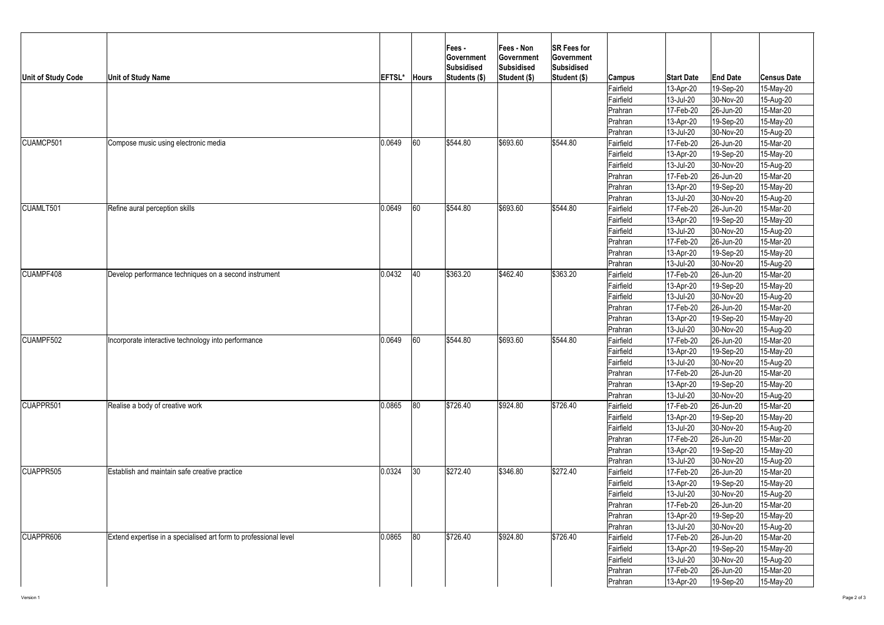| Unit of Study Code | Unit of Study Name | EFTSL* | Hours | Fees - Government Subsidised Students ($) | Fees - Non Government Subsidised Student ($) | SR Fees for Government Subsidised Student ($) | Campus | Start Date | End Date | Census Date |
|---|---|---|---|---|---|---|---|---|---|---|
| | | | | | | | Fairfield | 13-Apr-20 | 19-Sep-20 | 15-May-20 |
| | | | | | | | Fairfield | 13-Jul-20 | 30-Nov-20 | 15-Aug-20 |
| | | | | | | | Prahran | 17-Feb-20 | 26-Jun-20 | 15-Mar-20 |
| | | | | | | | Prahran | 13-Apr-20 | 19-Sep-20 | 15-May-20 |
| | | | | | | | Prahran | 13-Jul-20 | 30-Nov-20 | 15-Aug-20 |
| CUAMCP501 | Compose music using electronic media | 0.0649 | 60 | $544.80 | $693.60 | $544.80 | Fairfield | 17-Feb-20 | 26-Jun-20 | 15-Mar-20 |
| | | | | | | | Fairfield | 13-Apr-20 | 19-Sep-20 | 15-May-20 |
| | | | | | | | Fairfield | 13-Jul-20 | 30-Nov-20 | 15-Aug-20 |
| | | | | | | | Prahran | 17-Feb-20 | 26-Jun-20 | 15-Mar-20 |
| | | | | | | | Prahran | 13-Apr-20 | 19-Sep-20 | 15-May-20 |
| | | | | | | | Prahran | 13-Jul-20 | 30-Nov-20 | 15-Aug-20 |
| CUAMLT501 | Refine aural perception skills | 0.0649 | 60 | $544.80 | $693.60 | $544.80 | Fairfield | 17-Feb-20 | 26-Jun-20 | 15-Mar-20 |
| | | | | | | | Fairfield | 13-Apr-20 | 19-Sep-20 | 15-May-20 |
| | | | | | | | Fairfield | 13-Jul-20 | 30-Nov-20 | 15-Aug-20 |
| | | | | | | | Prahran | 17-Feb-20 | 26-Jun-20 | 15-Mar-20 |
| | | | | | | | Prahran | 13-Apr-20 | 19-Sep-20 | 15-May-20 |
| | | | | | | | Prahran | 13-Jul-20 | 30-Nov-20 | 15-Aug-20 |
| CUAMPF408 | Develop performance techniques on a second instrument | 0.0432 | 40 | $363.20 | $462.40 | $363.20 | Fairfield | 17-Feb-20 | 26-Jun-20 | 15-Mar-20 |
| | | | | | | | Fairfield | 13-Apr-20 | 19-Sep-20 | 15-May-20 |
| | | | | | | | Fairfield | 13-Jul-20 | 30-Nov-20 | 15-Aug-20 |
| | | | | | | | Prahran | 17-Feb-20 | 26-Jun-20 | 15-Mar-20 |
| | | | | | | | Prahran | 13-Apr-20 | 19-Sep-20 | 15-May-20 |
| | | | | | | | Prahran | 13-Jul-20 | 30-Nov-20 | 15-Aug-20 |
| CUAMPF502 | Incorporate interactive technology into performance | 0.0649 | 60 | $544.80 | $693.60 | $544.80 | Fairfield | 17-Feb-20 | 26-Jun-20 | 15-Mar-20 |
| | | | | | | | Fairfield | 13-Apr-20 | 19-Sep-20 | 15-May-20 |
| | | | | | | | Fairfield | 13-Jul-20 | 30-Nov-20 | 15-Aug-20 |
| | | | | | | | Prahran | 17-Feb-20 | 26-Jun-20 | 15-Mar-20 |
| | | | | | | | Prahran | 13-Apr-20 | 19-Sep-20 | 15-May-20 |
| | | | | | | | Prahran | 13-Jul-20 | 30-Nov-20 | 15-Aug-20 |
| CUAPPR501 | Realise a body of creative work | 0.0865 | 80 | $726.40 | $924.80 | $726.40 | Fairfield | 17-Feb-20 | 26-Jun-20 | 15-Mar-20 |
| | | | | | | | Fairfield | 13-Apr-20 | 19-Sep-20 | 15-May-20 |
| | | | | | | | Fairfield | 13-Jul-20 | 30-Nov-20 | 15-Aug-20 |
| | | | | | | | Prahran | 17-Feb-20 | 26-Jun-20 | 15-Mar-20 |
| | | | | | | | Prahran | 13-Apr-20 | 19-Sep-20 | 15-May-20 |
| | | | | | | | Prahran | 13-Jul-20 | 30-Nov-20 | 15-Aug-20 |
| CUAPPR505 | Establish and maintain safe creative practice | 0.0324 | 30 | $272.40 | $346.80 | $272.40 | Fairfield | 17-Feb-20 | 26-Jun-20 | 15-Mar-20 |
| | | | | | | | Fairfield | 13-Apr-20 | 19-Sep-20 | 15-May-20 |
| | | | | | | | Fairfield | 13-Jul-20 | 30-Nov-20 | 15-Aug-20 |
| | | | | | | | Prahran | 17-Feb-20 | 26-Jun-20 | 15-Mar-20 |
| | | | | | | | Prahran | 13-Apr-20 | 19-Sep-20 | 15-May-20 |
| | | | | | | | Prahran | 13-Jul-20 | 30-Nov-20 | 15-Aug-20 |
| CUAPPR606 | Extend expertise in a specialised art form to professional level | 0.0865 | 80 | $726.40 | $924.80 | $726.40 | Fairfield | 17-Feb-20 | 26-Jun-20 | 15-Mar-20 |
| | | | | | | | Fairfield | 13-Apr-20 | 19-Sep-20 | 15-May-20 |
| | | | | | | | Fairfield | 13-Jul-20 | 30-Nov-20 | 15-Aug-20 |
| | | | | | | | Prahran | 17-Feb-20 | 26-Jun-20 | 15-Mar-20 |
| | | | | | | | Prahran | 13-Apr-20 | 19-Sep-20 | 15-May-20 |

Version 1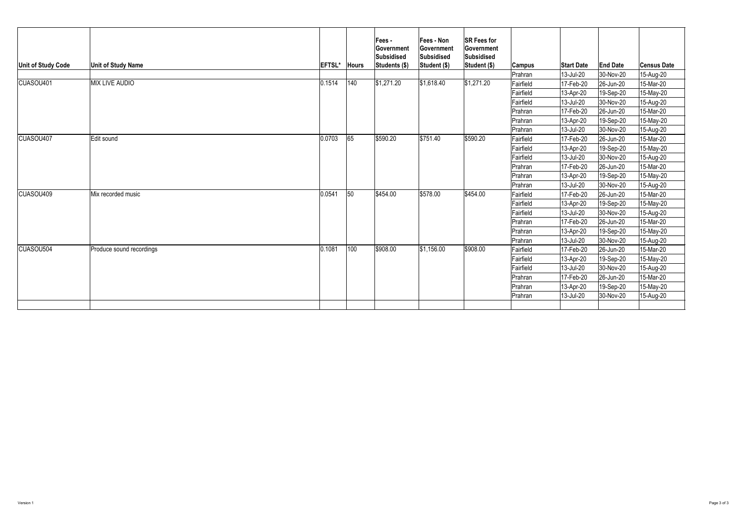| Unit of Study Code | Unit of Study Name | EFTSL* | Hours | Fees - Government Subsidised Students ($) | Fees - Non Government Subsidised Student ($) | SR Fees for Government Subsidised Student ($) | Campus | Start Date | End Date | Census Date |
|---|---|---|---|---|---|---|---|---|---|---|
| | | | | | | | Prahran | 13-Jul-20 | 30-Nov-20 | 15-Aug-20 |
| CUASOU401 | MIX LIVE AUDIO | 0.1514 | 140 | $1,271.20 | $1,618.40 | $1,271.20 | Fairfield | 17-Feb-20 | 26-Jun-20 | 15-Mar-20 |
| | | | | | | | Fairfield | 13-Apr-20 | 19-Sep-20 | 15-May-20 |
| | | | | | | | Fairfield | 13-Jul-20 | 30-Nov-20 | 15-Aug-20 |
| | | | | | | | Prahran | 17-Feb-20 | 26-Jun-20 | 15-Mar-20 |
| | | | | | | | Prahran | 13-Apr-20 | 19-Sep-20 | 15-May-20 |
| | | | | | | | Prahran | 13-Jul-20 | 30-Nov-20 | 15-Aug-20 |
| CUASOU407 | Edit sound | 0.0703 | 65 | $590.20 | $751.40 | $590.20 | Fairfield | 17-Feb-20 | 26-Jun-20 | 15-Mar-20 |
| | | | | | | | Fairfield | 13-Apr-20 | 19-Sep-20 | 15-May-20 |
| | | | | | | | Fairfield | 13-Jul-20 | 30-Nov-20 | 15-Aug-20 |
| | | | | | | | Prahran | 17-Feb-20 | 26-Jun-20 | 15-Mar-20 |
| | | | | | | | Prahran | 13-Apr-20 | 19-Sep-20 | 15-May-20 |
| | | | | | | | Prahran | 13-Jul-20 | 30-Nov-20 | 15-Aug-20 |
| CUASOU409 | Mix recorded music | 0.0541 | 50 | $454.00 | $578.00 | $454.00 | Fairfield | 17-Feb-20 | 26-Jun-20 | 15-Mar-20 |
| | | | | | | | Fairfield | 13-Apr-20 | 19-Sep-20 | 15-May-20 |
| | | | | | | | Fairfield | 13-Jul-20 | 30-Nov-20 | 15-Aug-20 |
| | | | | | | | Prahran | 17-Feb-20 | 26-Jun-20 | 15-Mar-20 |
| | | | | | | | Prahran | 13-Apr-20 | 19-Sep-20 | 15-May-20 |
| | | | | | | | Prahran | 13-Jul-20 | 30-Nov-20 | 15-Aug-20 |
| CUASOU504 | Produce sound recordings | 0.1081 | 100 | $908.00 | $1,156.00 | $908.00 | Fairfield | 17-Feb-20 | 26-Jun-20 | 15-Mar-20 |
| | | | | | | | Fairfield | 13-Apr-20 | 19-Sep-20 | 15-May-20 |
| | | | | | | | Fairfield | 13-Jul-20 | 30-Nov-20 | 15-Aug-20 |
| | | | | | | | Prahran | 17-Feb-20 | 26-Jun-20 | 15-Mar-20 |
| | | | | | | | Prahran | 13-Apr-20 | 19-Sep-20 | 15-May-20 |
| | | | | | | | Prahran | 13-Jul-20 | 30-Nov-20 | 15-Aug-20 |

Version 1